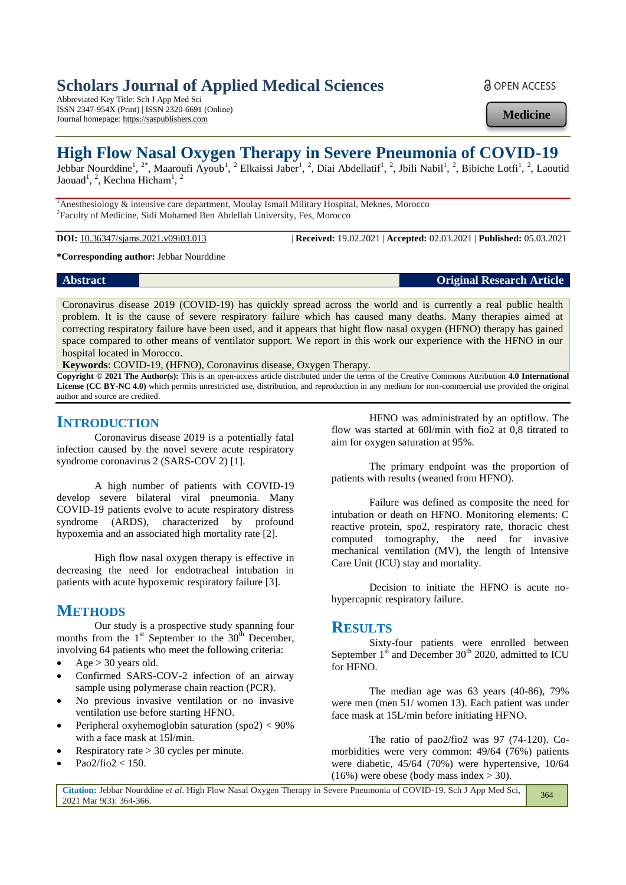# High Flow Nasal Oxygen Therapy in Severe Pneumonia of COVID-19

Jebbar Nourddine[1, 2*], Maaroufi Ayoub[1, 2], Elkaissi Jaber[1, 2], Diai Abdellatif[1, 2], Jbili Nabil[1, 2], Bibiche Lotfi[1, 2], Laoutid Jaouad[1, 2], Kechna Hicham[1, 2]

[1]Anesthesiology & intensive care department, Moulay Ismail Military Hospital, Meknes, Morocco
[2]Faculty of Medicine, Sidi Mohamed Ben Abdellah University, Fes, Morocco

**DOI:** 10.36347/sjams.2021.v09i03.013 | **Received:** 19.02.2021 | **Accepted:** 02.03.2021 | **Published:** 05.03.2021

***Corresponding author:** Jebbar Nourddine

**Abstract** **Original Research Article**

Coronavirus disease 2019 (COVID-19) has quickly spread across the world and is currently a real public health problem. It is the cause of severe respiratory failure which has caused many deaths. Many therapies aimed at correcting respiratory failure have been used, and it appears that hight flow nasal oxygen (HFNO) therapy has gained space compared to other means of ventilator support. We report in this work our experience with the HFNO in our hospital located in Morocco.

**Keywords**: COVID-19, (HFNO), Coronavirus disease, Oxygen Therapy.

**Copyright © 2021 The Author(s):** This is an open-access article distributed under the terms of the Creative Commons Attribution **4.0 International License (CC BY-NC 4.0)** which permits unrestricted use, distribution, and reproduction in any medium for non-commercial use provided the original author and source are credited.

## INTRODUCTION

Coronavirus disease 2019 is a potentially fatal infection caused by the novel severe acute respiratory syndrome coronavirus 2 (SARS-COV 2) [1].

A high number of patients with COVID-19 develop severe bilateral viral pneumonia. Many COVID-19 patients evolve to acute respiratory distress syndrome (ARDS), characterized by profound hypoxemia and an associated high mortality rate [2].

High flow nasal oxygen therapy is effective in decreasing the need for endotracheal intubation in patients with acute hypoxemic respiratory failure [3].

## METHODS

Our study is a prospective study spanning four months from the 1st September to the 30th December, involving 64 patients who meet the following criteria:

- Age > 30 years old.
- Confirmed SARS-COV-2 infection of an airway sample using polymerase chain reaction (PCR).
- No previous invasive ventilation or no invasive ventilation use before starting HFNO.
- Peripheral oxyhemoglobin saturation (spo2) < 90% with a face mask at 15l/min.
- Respiratory rate > 30 cycles per minute.
- Pao2/fio2 < 150.

HFNO was administrated by an optiflow. The flow was started at 60l/min with fio2 at 0,8 titrated to aim for oxygen saturation at 95%.

The primary endpoint was the proportion of patients with results (weaned from HFNO).

Failure was defined as composite the need for intubation or death on HFNO. Monitoring elements: C reactive protein, spo2, respiratory rate, thoracic chest computed tomography, the need for invasive mechanical ventilation (MV), the length of Intensive Care Unit (ICU) stay and mortality.

Decision to initiate the HFNO is acute no-hypercapnic respiratory failure.

## RESULTS

Sixty-four patients were enrolled between September 1st and December 30th 2020, admitted to ICU for HFNO.

The median age was 63 years (40-86), 79% were men (men 51/ women 13). Each patient was under face mask at 15L/min before initiating HFNO.

The ratio of pao2/fio2 was 97 (74-120). Co-morbidities were very common: 49/64 (76%) patients were diabetic, 45/64 (70%) were hypertensive, 10/64 (16%) were obese (body mass index > 30).

**Citation:** Jebbar Nourddine *et al*. High Flow Nasal Oxygen Therapy in Severe Pneumonia of COVID-19. Sch J App Med Sci, 2021 Mar 9(3): 364-366.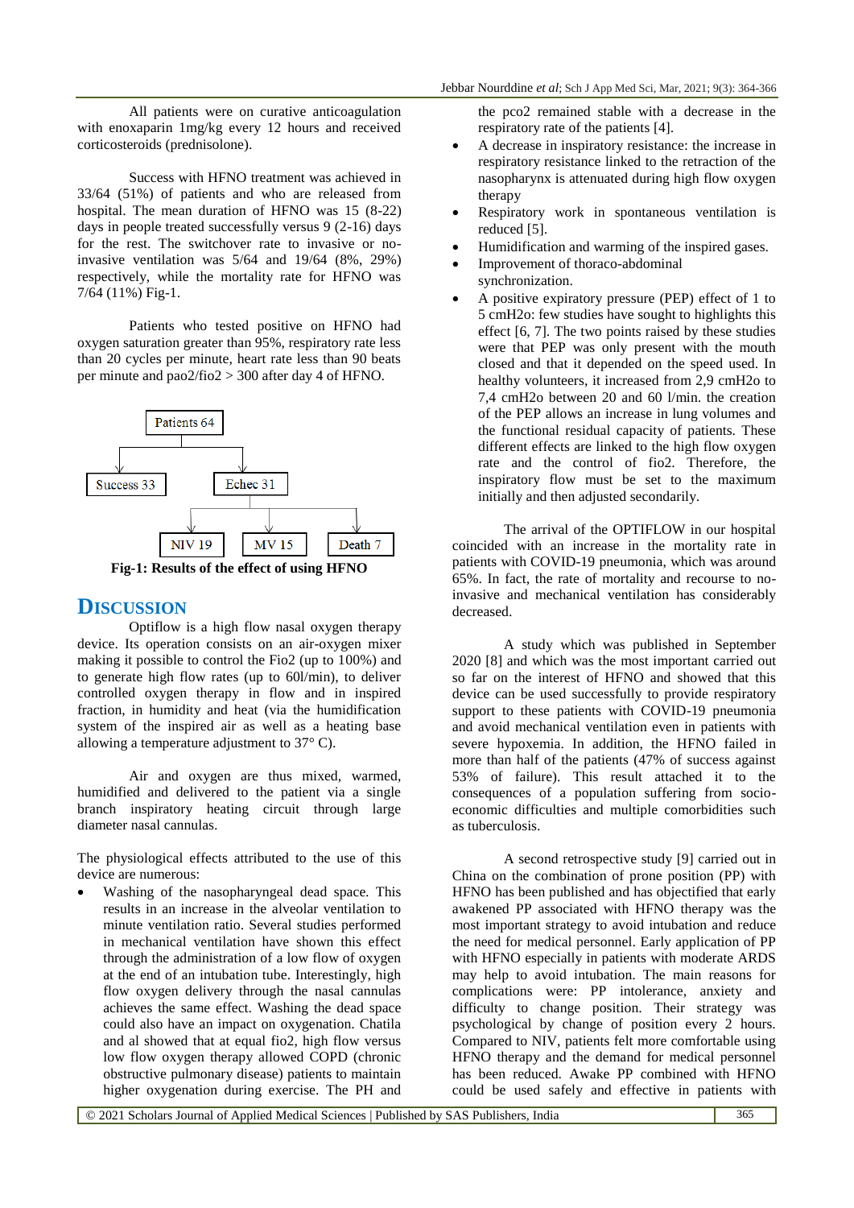All patients were on curative anticoagulation with enoxaparin 1mg/kg every 12 hours and received corticosteroids (prednisolone).

Success with HFNO treatment was achieved in 33/64 (51%) of patients and who are released from hospital. The mean duration of HFNO was 15 (8-22) days in people treated successfully versus 9 (2-16) days for the rest. The switchover rate to invasive or no-invasive ventilation was 5/64 and 19/64 (8%, 29%) respectively, while the mortality rate for HFNO was 7/64 (11%) Fig-1.

Patients who tested positive on HFNO had oxygen saturation greater than 95%, respiratory rate less than 20 cycles per minute, heart rate less than 90 beats per minute and pao2/fio2 > 300 after day 4 of HFNO.

Patients 64

Success 33 | Echec 31

NIV 19 | MV 15 | Death 7

**Fig-1: Results of the effect of using HFNO**

## DISCUSSION

Optiflow is a high flow nasal oxygen therapy device. Its operation consists on an air-oxygen mixer making it possible to control the Fio2 (up to 100%) and to generate high flow rates (up to 60l/min), to deliver controlled oxygen therapy in flow and in inspired fraction, in humidity and heat (via the humidification system of the inspired air as well as a heating base allowing a temperature adjustment to 37° C).

Air and oxygen are thus mixed, warmed, humidified and delivered to the patient via a single branch inspiratory heating circuit through large diameter nasal cannulas.

The physiological effects attributed to the use of this device are numerous:

- Washing of the nasopharyngeal dead space. This results in an increase in the alveolar ventilation to minute ventilation ratio. Several studies performed in mechanical ventilation have shown this effect through the administration of a low flow of oxygen at the end of an intubation tube. Interestingly, high flow oxygen delivery through the nasal cannulas achieves the same effect. Washing the dead space could also have an impact on oxygenation. Chatila and al showed that at equal fio2, high flow versus low flow oxygen therapy allowed COPD (chronic obstructive pulmonary disease) patients to maintain higher oxygenation during exercise. The PH and the pco2 remained stable with a decrease in the respiratory rate of the patients [4].
- A decrease in inspiratory resistance: the increase in respiratory resistance linked to the retraction of the nasopharynx is attenuated during high flow oxygen therapy
- Respiratory work in spontaneous ventilation is reduced [5].
- Humidification and warming of the inspired gases.
- Improvement of thoraco-abdominal synchronization.
- A positive expiratory pressure (PEP) effect of 1 to 5 cmH2o: few studies have sought to highlights this effect [6, 7]. The two points raised by these studies were that PEP was only present with the mouth closed and that it depended on the speed used. In healthy volunteers, it increased from 2,9 cmH2o to 7,4 cmH2o between 20 and 60 l/min. the creation of the PEP allows an increase in lung volumes and the functional residual capacity of patients. These different effects are linked to the high flow oxygen rate and the control of fio2. Therefore, the inspiratory flow must be set to the maximum initially and then adjusted secondarily.

The arrival of the OPTIFLOW in our hospital coincided with an increase in the mortality rate in patients with COVID-19 pneumonia, which was around 65%. In fact, the rate of mortality and recourse to no-invasive and mechanical ventilation has considerably decreased.

A study which was published in September 2020 [8] and which was the most important carried out so far on the interest of HFNO and showed that this device can be used successfully to provide respiratory support to these patients with COVID-19 pneumonia and avoid mechanical ventilation even in patients with severe hypoxemia. In addition, the HFNO failed in more than half of the patients (47% of success against 53% of failure). This result attached it to the consequences of a population suffering from socio-economic difficulties and multiple comorbidities such as tuberculosis.

A second retrospective study [9] carried out in China on the combination of prone position (PP) with HFNO has been published and has objectified that early awakened PP associated with HFNO therapy was the most important strategy to avoid intubation and reduce the need for medical personnel. Early application of PP with HFNO especially in patients with moderate ARDS may help to avoid intubation. The main reasons for complications were: PP intolerance, anxiety and difficulty to change position. Their strategy was psychological by change of position every 2 hours. Compared to NIV, patients felt more comfortable using HFNO therapy and the demand for medical personnel has been reduced. Awake PP combined with HFNO could be used safely and effective in patients with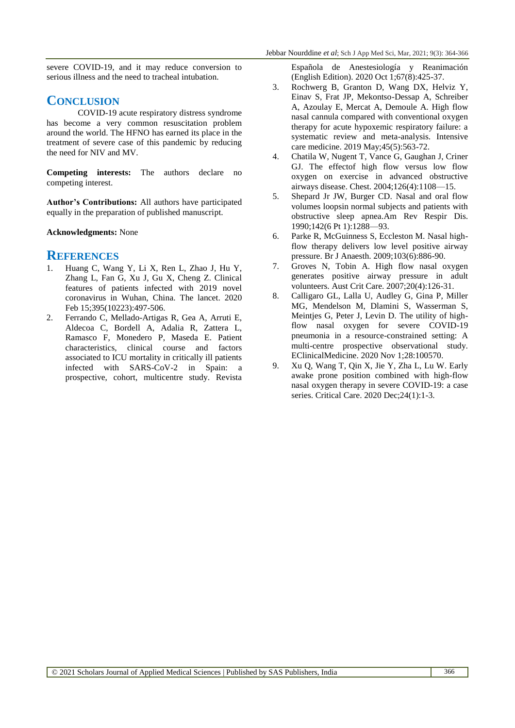severe COVID-19, and it may reduce conversion to serious illness and the need to tracheal intubation.

## CONCLUSION

COVID-19 acute respiratory distress syndrome has become a very common resuscitation problem around the world. The HFNO has earned its place in the treatment of severe case of this pandemic by reducing the need for NIV and MV.

**Competing interests:** The authors declare no competing interest.

**Author's Contributions:** All authors have participated equally in the preparation of published manuscript.

**Acknowledgments:** None

## REFERENCES

1. Huang C, Wang Y, Li X, Ren L, Zhao J, Hu Y, Zhang L, Fan G, Xu J, Gu X, Cheng Z. Clinical features of patients infected with 2019 novel coronavirus in Wuhan, China. The lancet. 2020 Feb 15;395(10223):497-506.
2. Ferrando C, Mellado-Artigas R, Gea A, Arruti E, Aldecoa C, Bordell A, Adalia R, Zattera L, Ramasco F, Monedero P, Maseda E. Patient characteristics, clinical course and factors associated to ICU mortality in critically ill patients infected with SARS-CoV-2 in Spain: a prospective, cohort, multicentre study. Revista Española de Anestesiología y Reanimación (English Edition). 2020 Oct 1;67(8):425-37.
3. Rochwerg B, Granton D, Wang DX, Helviz Y, Einav S, Frat JP, Mekontso-Dessap A, Schreiber A, Azoulay E, Mercat A, Demoule A. High flow nasal cannula compared with conventional oxygen therapy for acute hypoxemic respiratory failure: a systematic review and meta-analysis. Intensive care medicine. 2019 May;45(5):563-72.
4. Chatila W, Nugent T, Vance G, Gaughan J, Criner GJ. The effectof high flow versus low flow oxygen on exercise in advanced obstructive airways disease. Chest. 2004;126(4):1108—15.
5. Shepard Jr JW, Burger CD. Nasal and oral flow volumes loopsin normal subjects and patients with obstructive sleep apnea.Am Rev Respir Dis. 1990;142(6 Pt 1):1288—93.
6. Parke R, McGuinness S, Eccleston M. Nasal high-flow therapy delivers low level positive airway pressure. Br J Anaesth. 2009;103(6):886-90.
7. Groves N, Tobin A. High flow nasal oxygen generates positive airway pressure in adult volunteers. Aust Crit Care. 2007;20(4):126-31.
8. Calligaro GL, Lalla U, Audley G, Gina P, Miller MG, Mendelson M, Dlamini S, Wasserman S, Meintjes G, Peter J, Levin D. The utility of high-flow nasal oxygen for severe COVID-19 pneumonia in a resource-constrained setting: A multi-centre prospective observational study. EClinicalMedicine. 2020 Nov 1;28:100570.
9. Xu Q, Wang T, Qin X, Jie Y, Zha L, Lu W. Early awake prone position combined with high-flow nasal oxygen therapy in severe COVID-19: a case series. Critical Care. 2020 Dec;24(1):1-3.